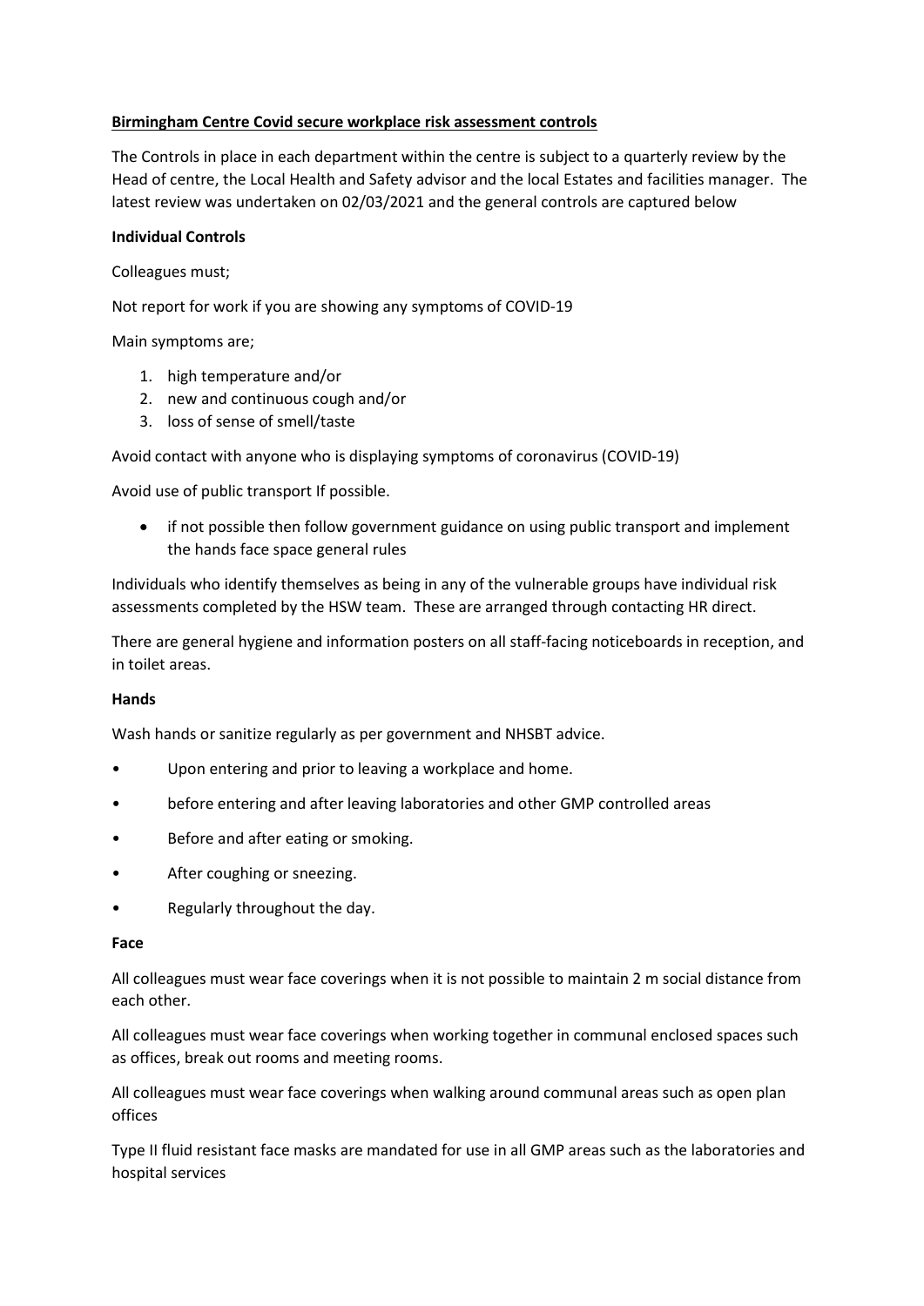**Birmingham Centre Covid secure workplace risk assessment controls**

The Controls in place in each department within the centre is subject to a quarterly review by the Head of centre, the Local Health and Safety advisor and the local Estates and facilities manager. The latest review was undertaken on 02/03/2021 and the general controls are captured below

**Individual Controls**

Colleagues must;

Not report for work if you are showing any symptoms of COVID-19

Main symptoms are;

1. high temperature and/or
2. new and continuous cough and/or
3. loss of sense of smell/taste

Avoid contact with anyone who is displaying symptoms of coronavirus (COVID-19)

Avoid use of public transport If possible.

- if not possible then follow government guidance on using public transport and implement the hands face space general rules

Individuals who identify themselves as being in any of the vulnerable groups have individual risk assessments completed by the HSW team. These are arranged through contacting HR direct.

There are general hygiene and information posters on all staff-facing noticeboards in reception, and in toilet areas.

**Hands**

Wash hands or sanitize regularly as per government and NHSBT advice.

- Upon entering and prior to leaving a workplace and home.
- before entering and after leaving laboratories and other GMP controlled areas
- Before and after eating or smoking.
- After coughing or sneezing.
- Regularly throughout the day.

**Face**

All colleagues must wear face coverings when it is not possible to maintain 2 m social distance from each other.

All colleagues must wear face coverings when working together in communal enclosed spaces such as offices, break out rooms and meeting rooms.

All colleagues must wear face coverings when walking around communal areas such as open plan offices

Type II fluid resistant face masks are mandated for use in all GMP areas such as the laboratories and hospital services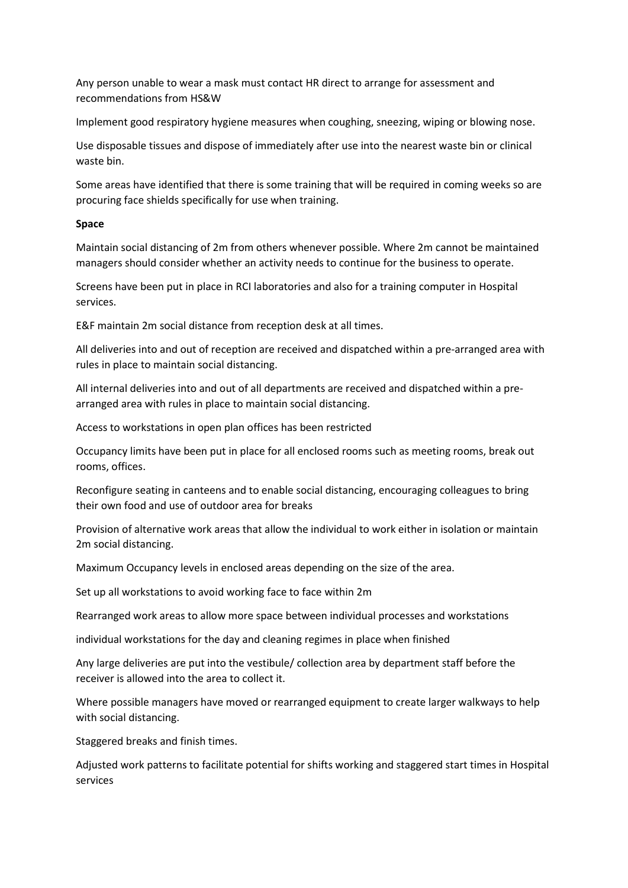Any person unable to wear a mask must contact HR direct to arrange for assessment and recommendations from HS&W

Implement good respiratory hygiene measures when coughing, sneezing, wiping or blowing nose.

Use disposable tissues and dispose of immediately after use into the nearest waste bin or clinical waste bin.

Some areas have identified that there is some training that will be required in coming weeks so are procuring face shields specifically for use when training.

**Space**

Maintain social distancing of 2m from others whenever possible. Where 2m cannot be maintained managers should consider whether an activity needs to continue for the business to operate.

Screens have been put in place in RCI laboratories and also for a training computer in Hospital services.

E&F maintain 2m social distance from reception desk at all times.

All deliveries into and out of reception are received and dispatched within a pre-arranged area with rules in place to maintain social distancing.

All internal deliveries into and out of all departments are received and dispatched within a pre-arranged area with rules in place to maintain social distancing.

Access to workstations in open plan offices has been restricted

Occupancy limits have been put in place for all enclosed rooms such as meeting rooms, break out rooms, offices.

Reconfigure seating in canteens and to enable social distancing, encouraging colleagues to bring their own food and use of outdoor area for breaks

Provision of alternative work areas that allow the individual to work either in isolation or maintain 2m social distancing.

Maximum Occupancy levels in enclosed areas depending on the size of the area.

Set up all workstations to avoid working face to face within 2m

Rearranged work areas to allow more space between individual processes and workstations

individual workstations for the day and cleaning regimes in place when finished

Any large deliveries are put into the vestibule/ collection area by department staff before the receiver is allowed into the area to collect it.

Where possible managers have moved or rearranged equipment to create larger walkways to help with social distancing.

Staggered breaks and finish times.

Adjusted work patterns to facilitate potential for shifts working and staggered start times in Hospital services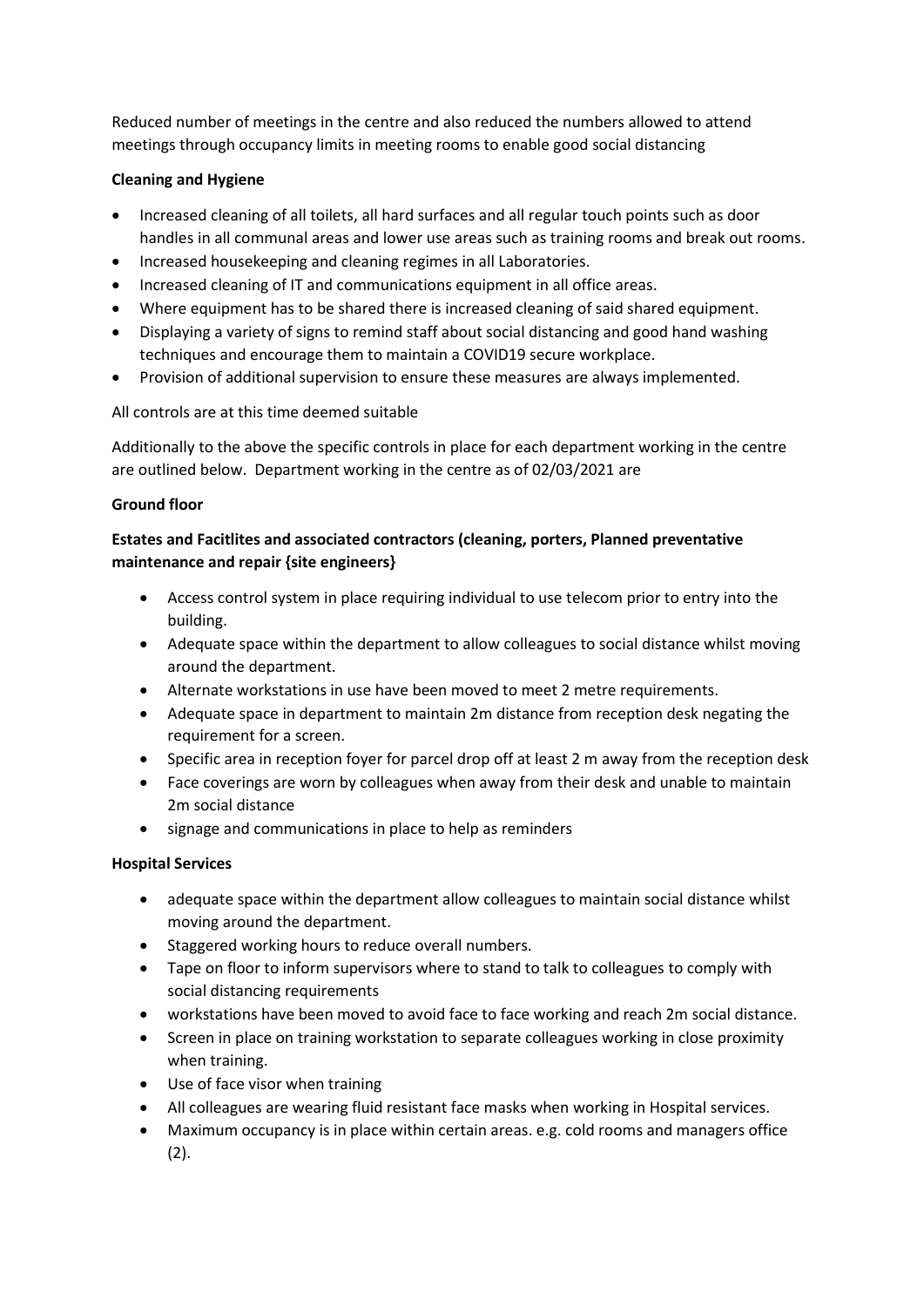Reduced number of meetings in the centre and also reduced the numbers allowed to attend meetings through occupancy limits in meeting rooms to enable good social distancing

**Cleaning and Hygiene**

- Increased cleaning of all toilets, all hard surfaces and all regular touch points such as door handles in all communal areas and lower use areas such as training rooms and break out rooms.
- Increased housekeeping and cleaning regimes in all Laboratories.
- Increased cleaning of IT and communications equipment in all office areas.
- Where equipment has to be shared there is increased cleaning of said shared equipment.
- Displaying a variety of signs to remind staff about social distancing and good hand washing techniques and encourage them to maintain a COVID19 secure workplace.
- Provision of additional supervision to ensure these measures are always implemented.

All controls are at this time deemed suitable

Additionally to the above the specific controls in place for each department working in the centre are outlined below. Department working in the centre as of 02/03/2021 are

**Ground floor**

**Estates and Facitlites and associated contractors (cleaning, porters, Planned preventative maintenance and repair {site engineers}**

- Access control system in place requiring individual to use telecom prior to entry into the building.
- Adequate space within the department to allow colleagues to social distance whilst moving around the department.
- Alternate workstations in use have been moved to meet 2 metre requirements.
- Adequate space in department to maintain 2m distance from reception desk negating the requirement for a screen.
- Specific area in reception foyer for parcel drop off at least 2 m away from the reception desk
- Face coverings are worn by colleagues when away from their desk and unable to maintain 2m social distance
- signage and communications in place to help as reminders

**Hospital Services**

- adequate space within the department allow colleagues to maintain social distance whilst moving around the department.
- Staggered working hours to reduce overall numbers.
- Tape on floor to inform supervisors where to stand to talk to colleagues to comply with social distancing requirements
- workstations have been moved to avoid face to face working and reach 2m social distance.
- Screen in place on training workstation to separate colleagues working in close proximity when training.
- Use of face visor when training
- All colleagues are wearing fluid resistant face masks when working in Hospital services.
- Maximum occupancy is in place within certain areas. e.g. cold rooms and managers office (2).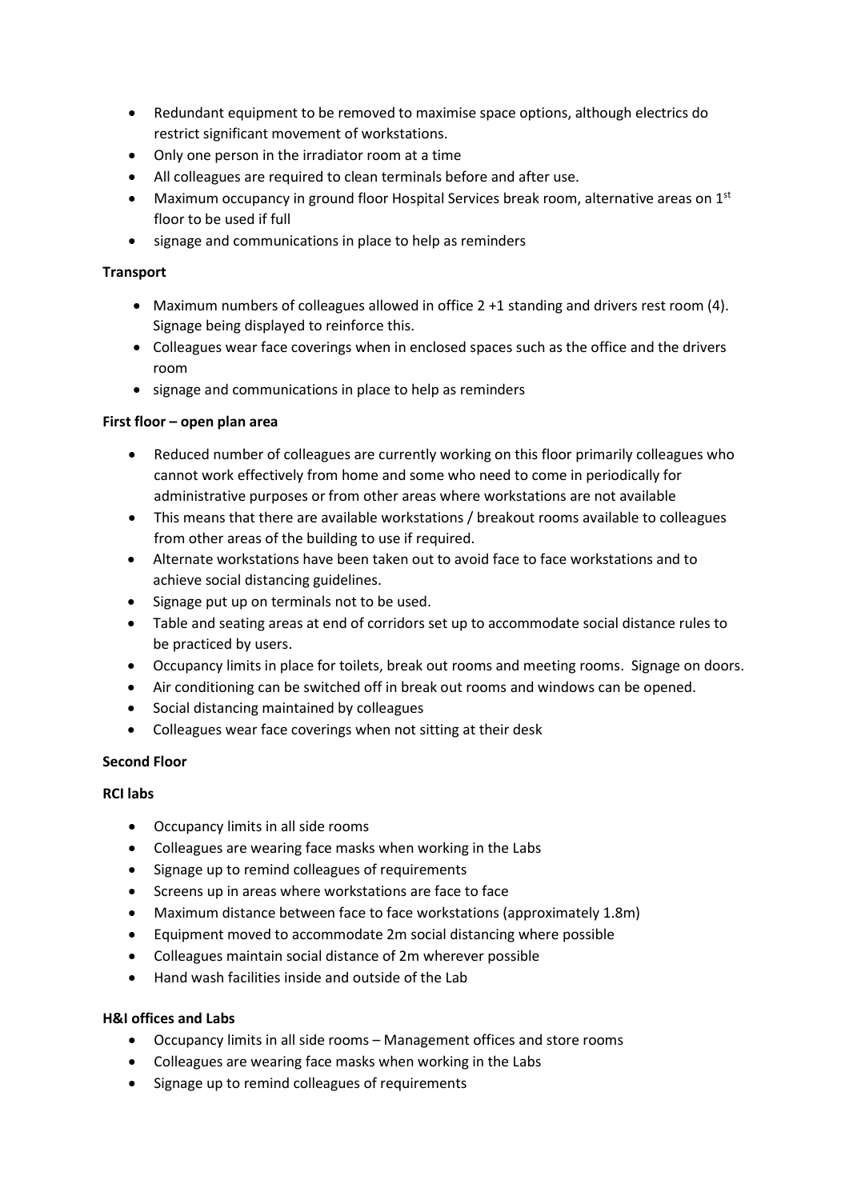- Redundant equipment to be removed to maximise space options, although electrics do restrict significant movement of workstations.
- Only one person in the irradiator room at a time
- All colleagues are required to clean terminals before and after use.
- Maximum occupancy in ground floor Hospital Services break room, alternative areas on 1st floor to be used if full
- signage and communications in place to help as reminders

**Transport**

- Maximum numbers of colleagues allowed in office 2 +1 standing and drivers rest room (4). Signage being displayed to reinforce this.
- Colleagues wear face coverings when in enclosed spaces such as the office and the drivers room
- signage and communications in place to help as reminders

**First floor – open plan area**

- Reduced number of colleagues are currently working on this floor primarily colleagues who cannot work effectively from home and some who need to come in periodically for administrative purposes or from other areas where workstations are not available
- This means that there are available workstations / breakout rooms available to colleagues from other areas of the building to use if required.
- Alternate workstations have been taken out to avoid face to face workstations and to achieve social distancing guidelines.
- Signage put up on terminals not to be used.
- Table and seating areas at end of corridors set up to accommodate social distance rules to be practiced by users.
- Occupancy limits in place for toilets, break out rooms and meeting rooms. Signage on doors.
- Air conditioning can be switched off in break out rooms and windows can be opened.
- Social distancing maintained by colleagues
- Colleagues wear face coverings when not sitting at their desk

**Second Floor**

**RCI labs**

- Occupancy limits in all side rooms
- Colleagues are wearing face masks when working in the Labs
- Signage up to remind colleagues of requirements
- Screens up in areas where workstations are face to face
- Maximum distance between face to face workstations (approximately 1.8m)
- Equipment moved to accommodate 2m social distancing where possible
- Colleagues maintain social distance of 2m wherever possible
- Hand wash facilities inside and outside of the Lab

**H&I offices and Labs**

- Occupancy limits in all side rooms – Management offices and store rooms
- Colleagues are wearing face masks when working in the Labs
- Signage up to remind colleagues of requirements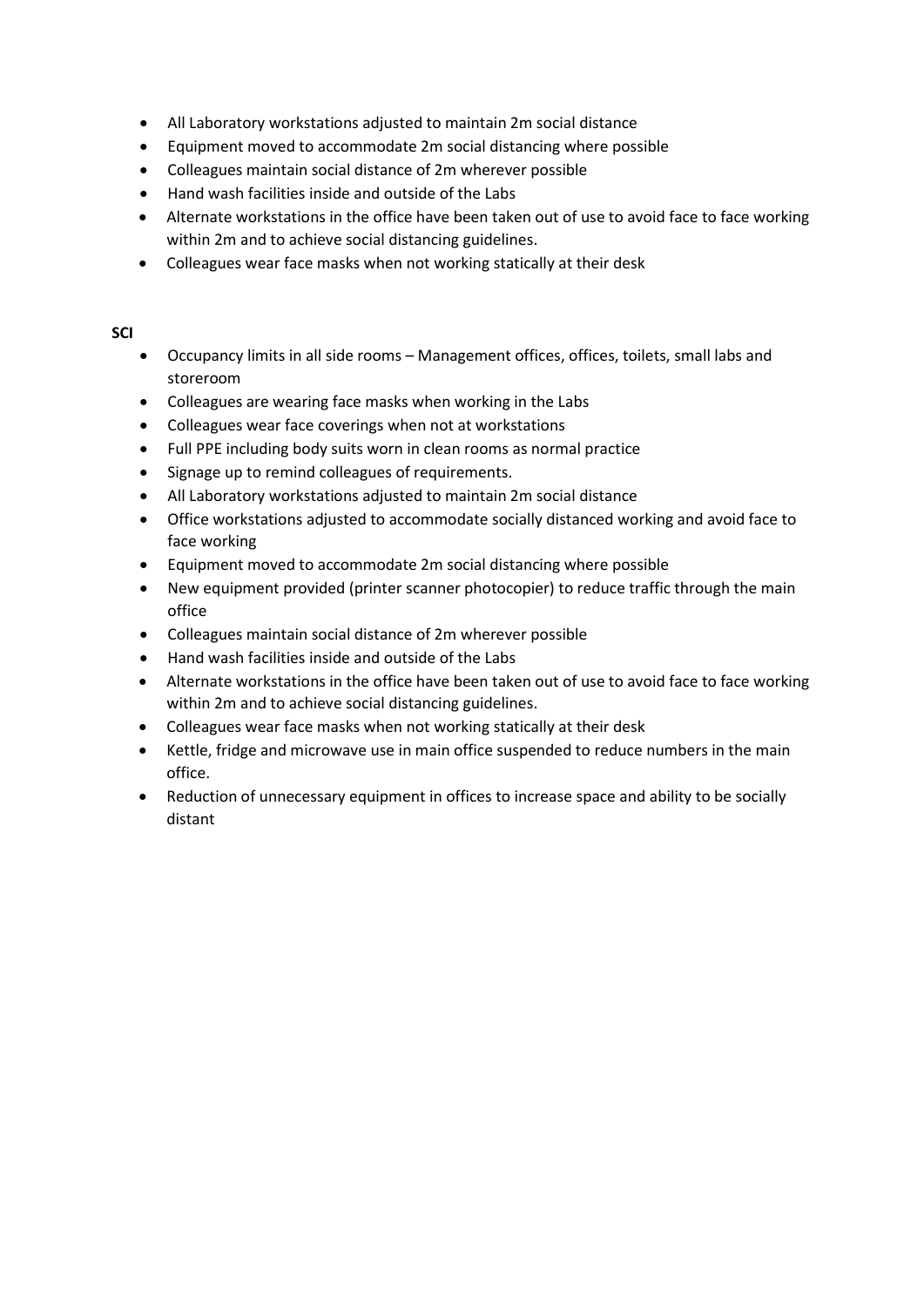- All Laboratory workstations adjusted to maintain 2m social distance
- Equipment moved to accommodate 2m social distancing where possible
- Colleagues maintain social distance of 2m wherever possible
- Hand wash facilities inside and outside of the Labs
- Alternate workstations in the office have been taken out of use to avoid face to face working within 2m and to achieve social distancing guidelines.
- Colleagues wear face masks when not working statically at their desk

**SCI**

- Occupancy limits in all side rooms – Management offices, offices, toilets, small labs and storeroom
- Colleagues are wearing face masks when working in the Labs
- Colleagues wear face coverings when not at workstations
- Full PPE including body suits worn in clean rooms as normal practice
- Signage up to remind colleagues of requirements.
- All Laboratory workstations adjusted to maintain 2m social distance
- Office workstations adjusted to accommodate socially distanced working and avoid face to face working
- Equipment moved to accommodate 2m social distancing where possible
- New equipment provided (printer scanner photocopier) to reduce traffic through the main office
- Colleagues maintain social distance of 2m wherever possible
- Hand wash facilities inside and outside of the Labs
- Alternate workstations in the office have been taken out of use to avoid face to face working within 2m and to achieve social distancing guidelines.
- Colleagues wear face masks when not working statically at their desk
- Kettle, fridge and microwave use in main office suspended to reduce numbers in the main office.
- Reduction of unnecessary equipment in offices to increase space and ability to be socially distant